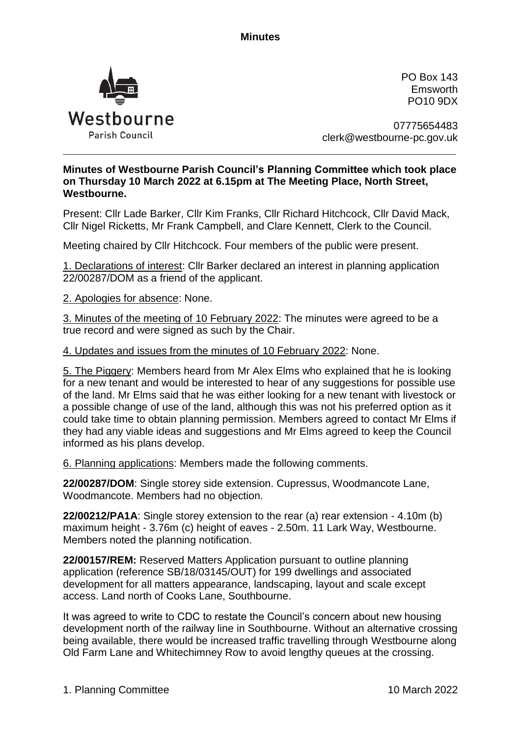**Minutes**

Westbourne
Parish Council

PO Box 143
Emsworth
PO10 9DX

07775654483
clerk@westbourne-pc.gov.uk

---

**Minutes of Westbourne Parish Council's Planning Committee which took place on Thursday 10 March 2022 at 6.15pm at The Meeting Place, North Street, Westbourne.**

Present: Cllr Lade Barker, Cllr Kim Franks, Cllr Richard Hitchcock, Cllr David Mack, Cllr Nigel Ricketts, Mr Frank Campbell, and Clare Kennett, Clerk to the Council.

Meeting chaired by Cllr Hitchcock. Four members of the public were present.

1. Declarations of interest: Cllr Barker declared an interest in planning application 22/00287/DOM as a friend of the applicant.

2. Apologies for absence: None.

3. Minutes of the meeting of 10 February 2022: The minutes were agreed to be a true record and were signed as such by the Chair.

4. Updates and issues from the minutes of 10 February 2022: None.

5. The Piggery: Members heard from Mr Alex Elms who explained that he is looking for a new tenant and would be interested to hear of any suggestions for possible use of the land. Mr Elms said that he was either looking for a new tenant with livestock or a possible change of use of the land, although this was not his preferred option as it could take time to obtain planning permission. Members agreed to contact Mr Elms if they had any viable ideas and suggestions and Mr Elms agreed to keep the Council informed as his plans develop.

6. Planning applications: Members made the following comments.

**22/00287/DOM**: Single storey side extension. Cupressus, Woodmancote Lane, Woodmancote. Members had no objection.

**22/00212/PA1A**: Single storey extension to the rear (a) rear extension - 4.10m (b) maximum height - 3.76m (c) height of eaves - 2.50m. 11 Lark Way, Westbourne. Members noted the planning notification.

**22/00157/REM:** Reserved Matters Application pursuant to outline planning application (reference SB/18/03145/OUT) for 199 dwellings and associated development for all matters appearance, landscaping, layout and scale except access. Land north of Cooks Lane, Southbourne.

It was agreed to write to CDC to restate the Council's concern about new housing development north of the railway line in Southbourne. Without an alternative crossing being available, there would be increased traffic travelling through Westbourne along Old Farm Lane and Whitechimney Row to avoid lengthy queues at the crossing.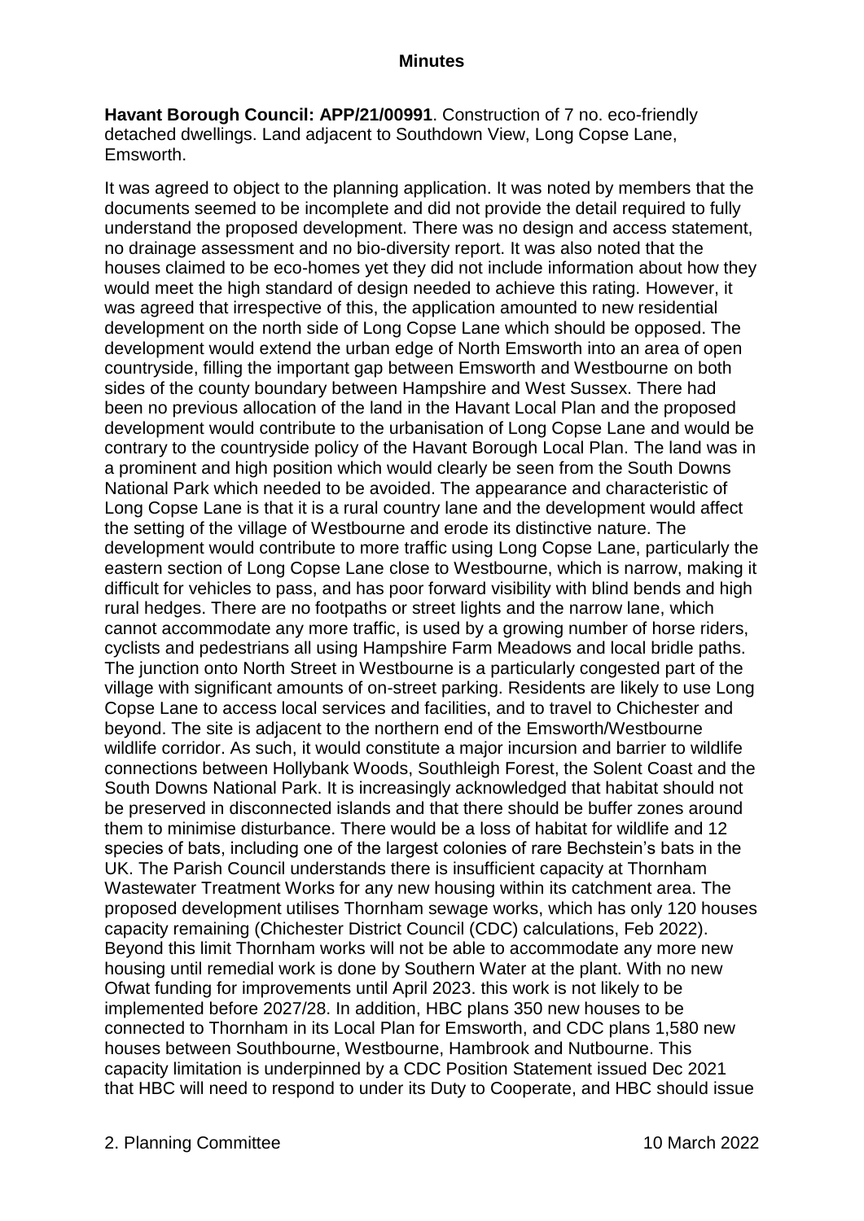**Minutes**

**Havant Borough Council: APP/21/00991**. Construction of 7 no. eco-friendly detached dwellings. Land adjacent to Southdown View, Long Copse Lane, Emsworth.

It was agreed to object to the planning application. It was noted by members that the documents seemed to be incomplete and did not provide the detail required to fully understand the proposed development. There was no design and access statement, no drainage assessment and no bio-diversity report. It was also noted that the houses claimed to be eco-homes yet they did not include information about how they would meet the high standard of design needed to achieve this rating. However, it was agreed that irrespective of this, the application amounted to new residential development on the north side of Long Copse Lane which should be opposed. The development would extend the urban edge of North Emsworth into an area of open countryside, filling the important gap between Emsworth and Westbourne on both sides of the county boundary between Hampshire and West Sussex. There had been no previous allocation of the land in the Havant Local Plan and the proposed development would contribute to the urbanisation of Long Copse Lane and would be contrary to the countryside policy of the Havant Borough Local Plan. The land was in a prominent and high position which would clearly be seen from the South Downs National Park which needed to be avoided. The appearance and characteristic of Long Copse Lane is that it is a rural country lane and the development would affect the setting of the village of Westbourne and erode its distinctive nature. The development would contribute to more traffic using Long Copse Lane, particularly the eastern section of Long Copse Lane close to Westbourne, which is narrow, making it difficult for vehicles to pass, and has poor forward visibility with blind bends and high rural hedges. There are no footpaths or street lights and the narrow lane, which cannot accommodate any more traffic, is used by a growing number of horse riders, cyclists and pedestrians all using Hampshire Farm Meadows and local bridle paths. The junction onto North Street in Westbourne is a particularly congested part of the village with significant amounts of on-street parking. Residents are likely to use Long Copse Lane to access local services and facilities, and to travel to Chichester and beyond. The site is adjacent to the northern end of the Emsworth/Westbourne wildlife corridor. As such, it would constitute a major incursion and barrier to wildlife connections between Hollybank Woods, Southleigh Forest, the Solent Coast and the South Downs National Park. It is increasingly acknowledged that habitat should not be preserved in disconnected islands and that there should be buffer zones around them to minimise disturbance. There would be a loss of habitat for wildlife and 12 species of bats, including one of the largest colonies of rare Bechstein's bats in the UK. The Parish Council understands there is insufficient capacity at Thornham Wastewater Treatment Works for any new housing within its catchment area. The proposed development utilises Thornham sewage works, which has only 120 houses capacity remaining (Chichester District Council (CDC) calculations, Feb 2022). Beyond this limit Thornham works will not be able to accommodate any more new housing until remedial work is done by Southern Water at the plant. With no new Ofwat funding for improvements until April 2023. this work is not likely to be implemented before 2027/28. In addition, HBC plans 350 new houses to be connected to Thornham in its Local Plan for Emsworth, and CDC plans 1,580 new houses between Southbourne, Westbourne, Hambrook and Nutbourne. This capacity limitation is underpinned by a CDC Position Statement issued Dec 2021 that HBC will need to respond to under its Duty to Cooperate, and HBC should issue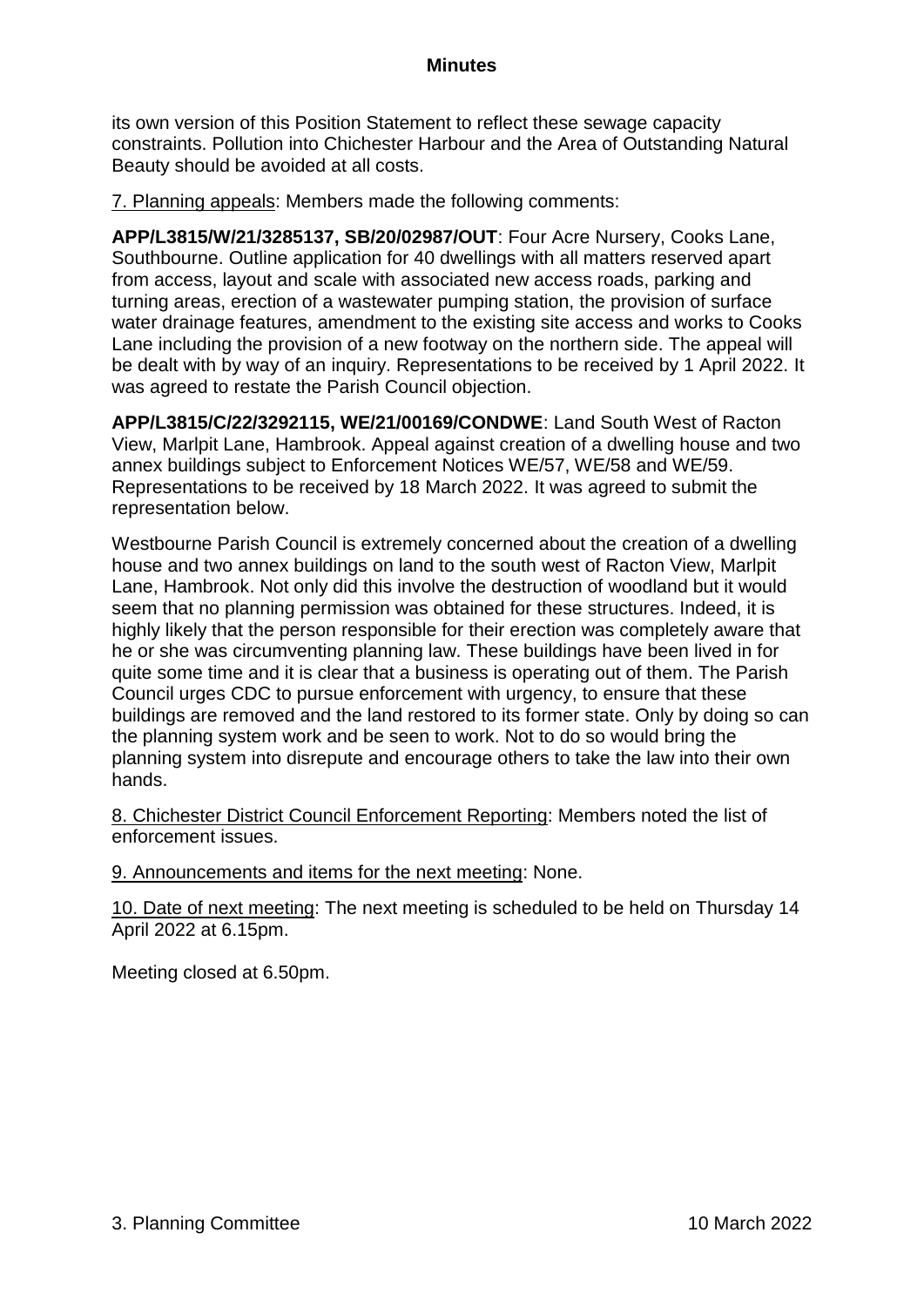its own version of this Position Statement to reflect these sewage capacity constraints. Pollution into Chichester Harbour and the Area of Outstanding Natural Beauty should be avoided at all costs.

7. Planning appeals: Members made the following comments:

**APP/L3815/W/21/3285137, SB/20/02987/OUT**: Four Acre Nursery, Cooks Lane, Southbourne. Outline application for 40 dwellings with all matters reserved apart from access, layout and scale with associated new access roads, parking and turning areas, erection of a wastewater pumping station, the provision of surface water drainage features, amendment to the existing site access and works to Cooks Lane including the provision of a new footway on the northern side. The appeal will be dealt with by way of an inquiry. Representations to be received by 1 April 2022. It was agreed to restate the Parish Council objection.

**APP/L3815/C/22/3292115, WE/21/00169/CONDWE**: Land South West of Racton View, Marlpit Lane, Hambrook. Appeal against creation of a dwelling house and two annex buildings subject to Enforcement Notices WE/57, WE/58 and WE/59. Representations to be received by 18 March 2022. It was agreed to submit the representation below.

Westbourne Parish Council is extremely concerned about the creation of a dwelling house and two annex buildings on land to the south west of Racton View, Marlpit Lane, Hambrook. Not only did this involve the destruction of woodland but it would seem that no planning permission was obtained for these structures. Indeed, it is highly likely that the person responsible for their erection was completely aware that he or she was circumventing planning law. These buildings have been lived in for quite some time and it is clear that a business is operating out of them. The Parish Council urges CDC to pursue enforcement with urgency, to ensure that these buildings are removed and the land restored to its former state. Only by doing so can the planning system work and be seen to work. Not to do so would bring the planning system into disrepute and encourage others to take the law into their own hands.

8. Chichester District Council Enforcement Reporting: Members noted the list of enforcement issues.

9. Announcements and items for the next meeting: None.

10. Date of next meeting: The next meeting is scheduled to be held on Thursday 14 April 2022 at 6.15pm.

Meeting closed at 6.50pm.